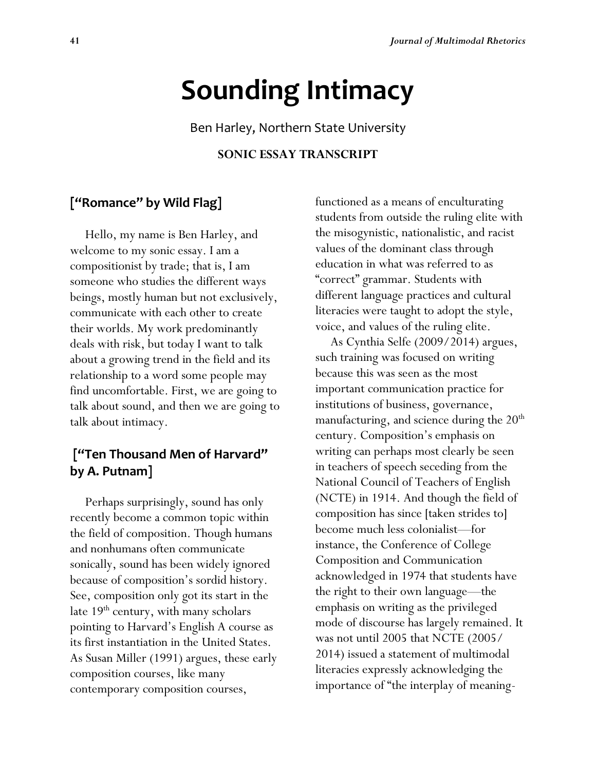# Sounding Intimacy

Ben Harley, Northern State University

**SONIC ESSAY TRANSCRIPT**

## ["Romance" by Wild Flag]

Hello, my name is Ben Harley, and welcome to my sonic essay. I am a compositionist by trade; that is, I am someone who studies the different ways beings, mostly human but not exclusively, communicate with each other to create their worlds. My work predominantly deals with risk, but today I want to talk about a growing trend in the field and its relationship to a word some people may find uncomfortable. First, we are going to talk about sound, and then we are going to talk about intimacy.

## ["Ten Thousand Men of Harvard" by A. Putnam]

Perhaps surprisingly, sound has only recently become a common topic within the field of composition. Though humans and nonhumans often communicate sonically, sound has been widely ignored because of composition's sordid history. See, composition only got its start in the late 19th century, with many scholars pointing to Harvard's English A course as its first instantiation in the United States. As Susan Miller (1991) argues, these early composition courses, like many contemporary composition courses, functioned as a means of enculturating students from outside the ruling elite with the misogynistic, nationalistic, and racist values of the dominant class through education in what was referred to as "correct" grammar. Students with different language practices and cultural literacies were taught to adopt the style, voice, and values of the ruling elite.

As Cynthia Selfe (2009/2014) argues, such training was focused on writing because this was seen as the most important communication practice for institutions of business, governance, manufacturing, and science during the 20th century. Composition's emphasis on writing can perhaps most clearly be seen in teachers of speech seceding from the National Council of Teachers of English (NCTE) in 1914. And though the field of composition has since [taken strides to] become much less colonialist—for instance, the Conference of College Composition and Communication acknowledged in 1974 that students have the right to their own language—the emphasis on writing as the privileged mode of discourse has largely remained. It was not until 2005 that NCTE (2005/ 2014) issued a statement of multimodal literacies expressly acknowledging the importance of "the interplay of meaning-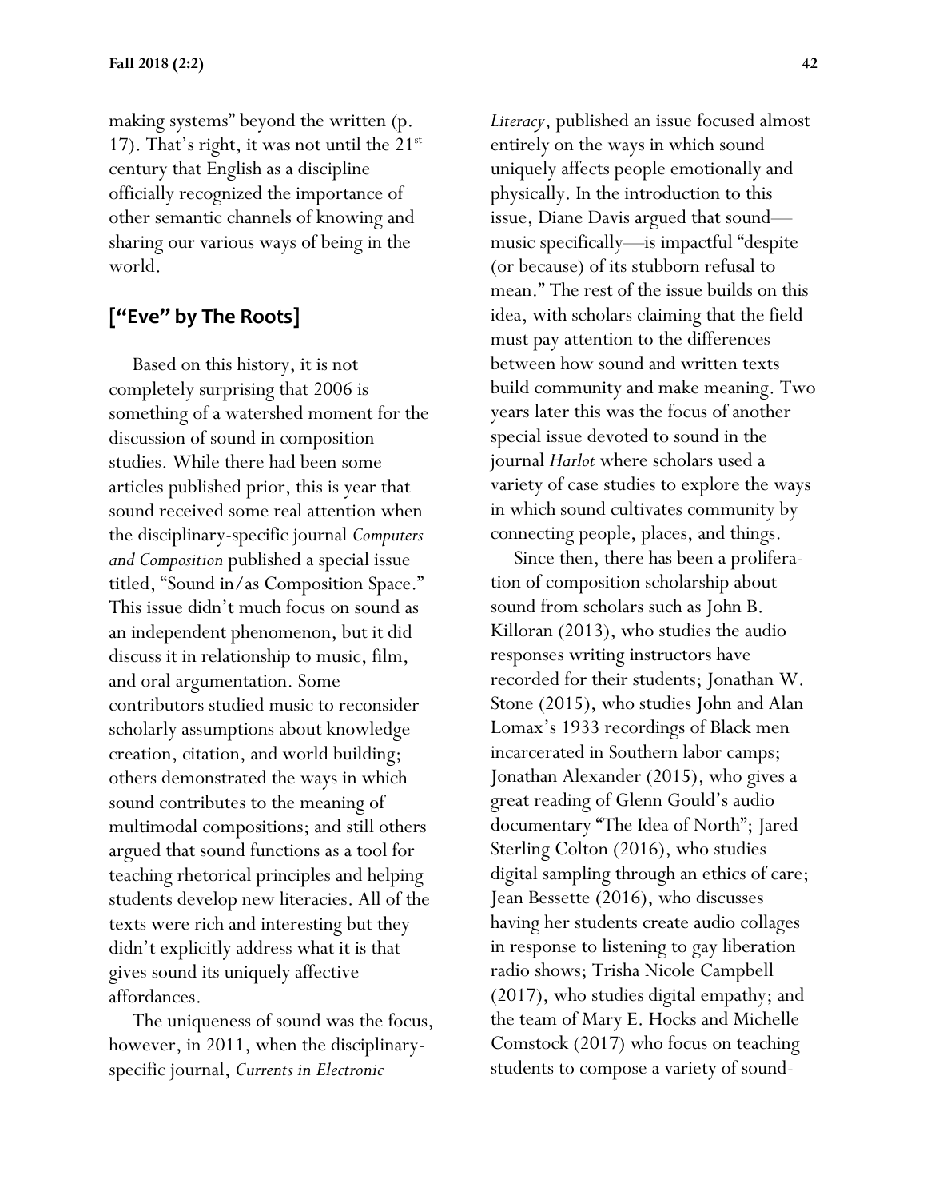making systems" beyond the written (p. 17). That's right, it was not until the 21st century that English as a discipline officially recognized the importance of other semantic channels of knowing and sharing our various ways of being in the world.

## ["Eve" by The Roots]

Based on this history, it is not completely surprising that 2006 is something of a watershed moment for the discussion of sound in composition studies. While there had been some articles published prior, this is year that sound received some real attention when the disciplinary-specific journal *Computers and Composition* published a special issue titled, "Sound in/as Composition Space." This issue didn't much focus on sound as an independent phenomenon, but it did discuss it in relationship to music, film, and oral argumentation. Some contributors studied music to reconsider scholarly assumptions about knowledge creation, citation, and world building; others demonstrated the ways in which sound contributes to the meaning of multimodal compositions; and still others argued that sound functions as a tool for teaching rhetorical principles and helping students develop new literacies. All of the texts were rich and interesting but they didn't explicitly address what it is that gives sound its uniquely affective affordances.

The uniqueness of sound was the focus, however, in 2011, when the disciplinary-specific journal, *Currents in Electronic Literacy*, published an issue focused almost entirely on the ways in which sound uniquely affects people emotionally and physically. In the introduction to this issue, Diane Davis argued that sound—music specifically—is impactful "despite (or because) of its stubborn refusal to mean." The rest of the issue builds on this idea, with scholars claiming that the field must pay attention to the differences between how sound and written texts build community and make meaning. Two years later this was the focus of another special issue devoted to sound in the journal *Harlot* where scholars used a variety of case studies to explore the ways in which sound cultivates community by connecting people, places, and things.

Since then, there has been a proliferation of composition scholarship about sound from scholars such as John B. Killoran (2013), who studies the audio responses writing instructors have recorded for their students; Jonathan W. Stone (2015), who studies John and Alan Lomax's 1933 recordings of Black men incarcerated in Southern labor camps; Jonathan Alexander (2015), who gives a great reading of Glenn Gould's audio documentary "The Idea of North"; Jared Sterling Colton (2016), who studies digital sampling through an ethics of care; Jean Bessette (2016), who discusses having her students create audio collages in response to listening to gay liberation radio shows; Trisha Nicole Campbell (2017), who studies digital empathy; and the team of Mary E. Hocks and Michelle Comstock (2017) who focus on teaching students to compose a variety of sound-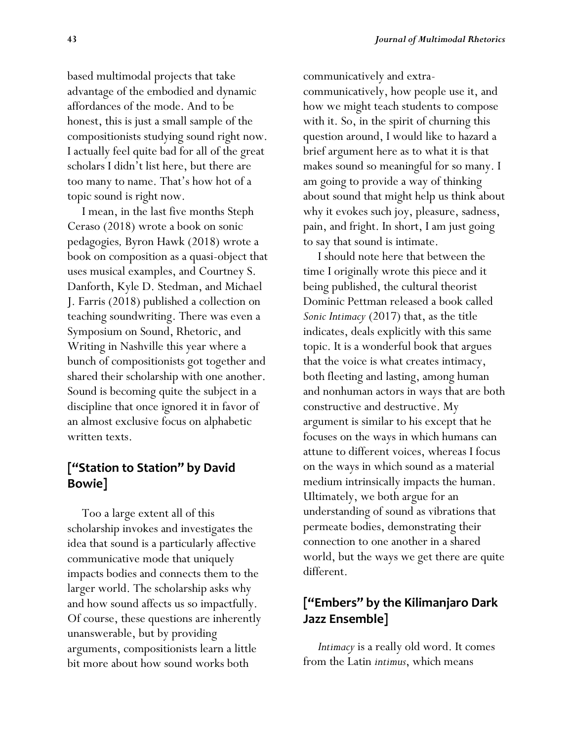based multimodal projects that take advantage of the embodied and dynamic affordances of the mode. And to be honest, this is just a small sample of the compositionists studying sound right now. I actually feel quite bad for all of the great scholars I didn't list here, but there are too many to name. That's how hot of a topic sound is right now.

I mean, in the last five months Steph Ceraso (2018) wrote a book on sonic pedagogies*,* Byron Hawk (2018) wrote a book on composition as a quasi-object that uses musical examples, and Courtney S. Danforth, Kyle D. Stedman, and Michael J. Farris (2018) published a collection on teaching soundwriting. There was even a Symposium on Sound, Rhetoric, and Writing in Nashville this year where a bunch of compositionists got together and shared their scholarship with one another. Sound is becoming quite the subject in a discipline that once ignored it in favor of an almost exclusive focus on alphabetic written texts.

## ["Station to Station" by David Bowie]

Too a large extent all of this scholarship invokes and investigates the idea that sound is a particularly affective communicative mode that uniquely impacts bodies and connects them to the larger world. The scholarship asks why and how sound affects us so impactfully. Of course, these questions are inherently unanswerable, but by providing arguments, compositionists learn a little bit more about how sound works both communicatively and extra-communicatively, how people use it, and how we might teach students to compose with it. So, in the spirit of churning this question around, I would like to hazard a brief argument here as to what it is that makes sound so meaningful for so many. I am going to provide a way of thinking about sound that might help us think about why it evokes such joy, pleasure, sadness, pain, and fright. In short, I am just going to say that sound is intimate.

I should note here that between the time I originally wrote this piece and it being published, the cultural theorist Dominic Pettman released a book called *Sonic Intimacy* (2017) that, as the title indicates, deals explicitly with this same topic. It is a wonderful book that argues that the voice is what creates intimacy, both fleeting and lasting, among human and nonhuman actors in ways that are both constructive and destructive. My argument is similar to his except that he focuses on the ways in which humans can attune to different voices, whereas I focus on the ways in which sound as a material medium intrinsically impacts the human. Ultimately, we both argue for an understanding of sound as vibrations that permeate bodies, demonstrating their connection to one another in a shared world, but the ways we get there are quite different.

## ["Embers" by the Kilimanjaro Dark Jazz Ensemble]

*Intimacy* is a really old word. It comes from the Latin *intimus*, which means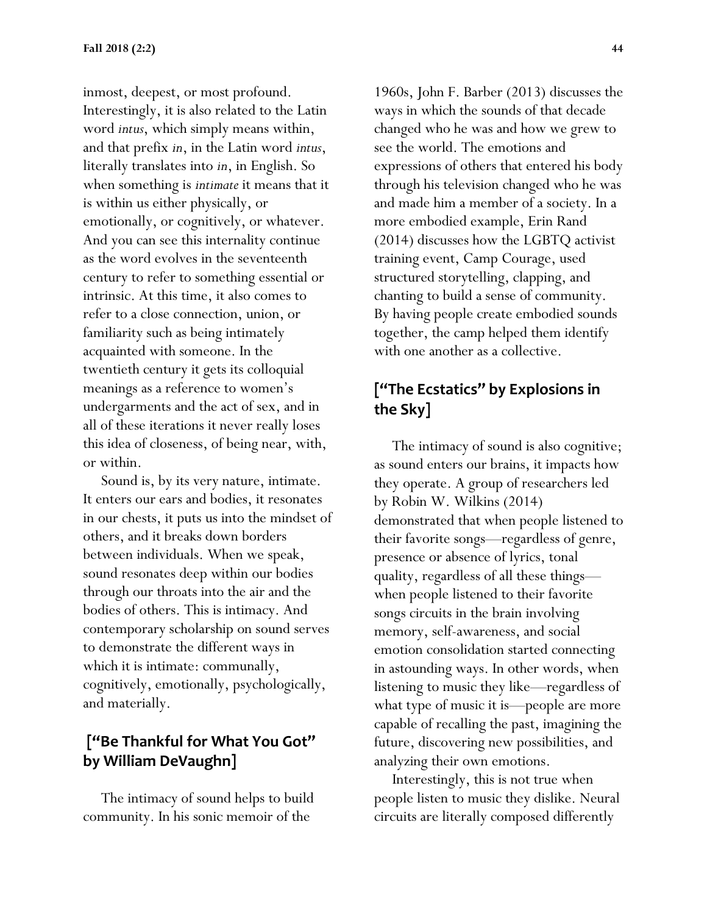inmost, deepest, or most profound. Interestingly, it is also related to the Latin word *intus*, which simply means within, and that prefix *in*, in the Latin word *intus*, literally translates into *in*, in English. So when something is *intimate* it means that it is within us either physically, or emotionally, or cognitively, or whatever. And you can see this internality continue as the word evolves in the seventeenth century to refer to something essential or intrinsic. At this time, it also comes to refer to a close connection, union, or familiarity such as being intimately acquainted with someone. In the twentieth century it gets its colloquial meanings as a reference to women's undergarments and the act of sex, and in all of these iterations it never really loses this idea of closeness, of being near, with, or within.

Sound is, by its very nature, intimate. It enters our ears and bodies, it resonates in our chests, it puts us into the mindset of others, and it breaks down borders between individuals. When we speak, sound resonates deep within our bodies through our throats into the air and the bodies of others. This is intimacy. And contemporary scholarship on sound serves to demonstrate the different ways in which it is intimate: communally, cognitively, emotionally, psychologically, and materially.

## ["Be Thankful for What You Got" by William DeVaughn]

The intimacy of sound helps to build community. In his sonic memoir of the 1960s, John F. Barber (2013) discusses the ways in which the sounds of that decade changed who he was and how we grew to see the world. The emotions and expressions of others that entered his body through his television changed who he was and made him a member of a society. In a more embodied example, Erin Rand (2014) discusses how the LGBTQ activist training event, Camp Courage, used structured storytelling, clapping, and chanting to build a sense of community. By having people create embodied sounds together, the camp helped them identify with one another as a collective.

## ["The Ecstatics" by Explosions in the Sky]

The intimacy of sound is also cognitive; as sound enters our brains, it impacts how they operate. A group of researchers led by Robin W. Wilkins (2014) demonstrated that when people listened to their favorite songs—regardless of genre, presence or absence of lyrics, tonal quality, regardless of all these things—when people listened to their favorite songs circuits in the brain involving memory, self-awareness, and social emotion consolidation started connecting in astounding ways. In other words, when listening to music they like—regardless of what type of music it is—people are more capable of recalling the past, imagining the future, discovering new possibilities, and analyzing their own emotions.

Interestingly, this is not true when people listen to music they dislike. Neural circuits are literally composed differently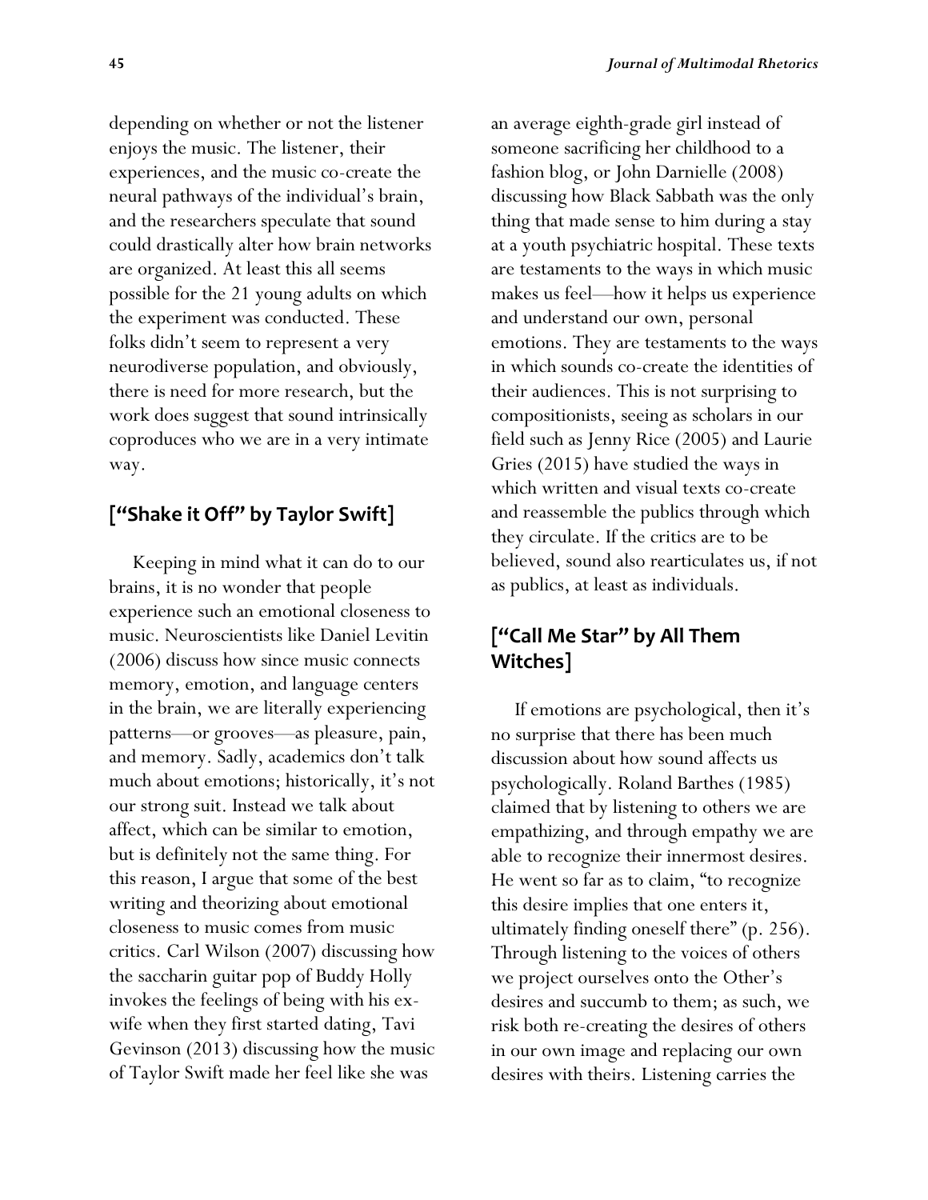depending on whether or not the listener enjoys the music. The listener, their experiences, and the music co-create the neural pathways of the individual's brain, and the researchers speculate that sound could drastically alter how brain networks are organized. At least this all seems possible for the 21 young adults on which the experiment was conducted. These folks didn't seem to represent a very neurodiverse population, and obviously, there is need for more research, but the work does suggest that sound intrinsically coproduces who we are in a very intimate way.

## ["Shake it Off" by Taylor Swift]

Keeping in mind what it can do to our brains, it is no wonder that people experience such an emotional closeness to music. Neuroscientists like Daniel Levitin (2006) discuss how since music connects memory, emotion, and language centers in the brain, we are literally experiencing patterns—or grooves—as pleasure, pain, and memory. Sadly, academics don't talk much about emotions; historically, it's not our strong suit. Instead we talk about affect, which can be similar to emotion, but is definitely not the same thing. For this reason, I argue that some of the best writing and theorizing about emotional closeness to music comes from music critics. Carl Wilson (2007) discussing how the saccharin guitar pop of Buddy Holly invokes the feelings of being with his ex-wife when they first started dating, Tavi Gevinson (2013) discussing how the music of Taylor Swift made her feel like she was an average eighth-grade girl instead of someone sacrificing her childhood to a fashion blog, or John Darnielle (2008) discussing how Black Sabbath was the only thing that made sense to him during a stay at a youth psychiatric hospital. These texts are testaments to the ways in which music makes us feel—how it helps us experience and understand our own, personal emotions. They are testaments to the ways in which sounds co-create the identities of their audiences. This is not surprising to compositionists, seeing as scholars in our field such as Jenny Rice (2005) and Laurie Gries (2015) have studied the ways in which written and visual texts co-create and reassemble the publics through which they circulate. If the critics are to be believed, sound also rearticulates us, if not as publics, at least as individuals.

## ["Call Me Star" by All Them Witches]

If emotions are psychological, then it's no surprise that there has been much discussion about how sound affects us psychologically. Roland Barthes (1985) claimed that by listening to others we are empathizing, and through empathy we are able to recognize their innermost desires. He went so far as to claim, "to recognize this desire implies that one enters it, ultimately finding oneself there" (p. 256). Through listening to the voices of others we project ourselves onto the Other's desires and succumb to them; as such, we risk both re-creating the desires of others in our own image and replacing our own desires with theirs. Listening carries the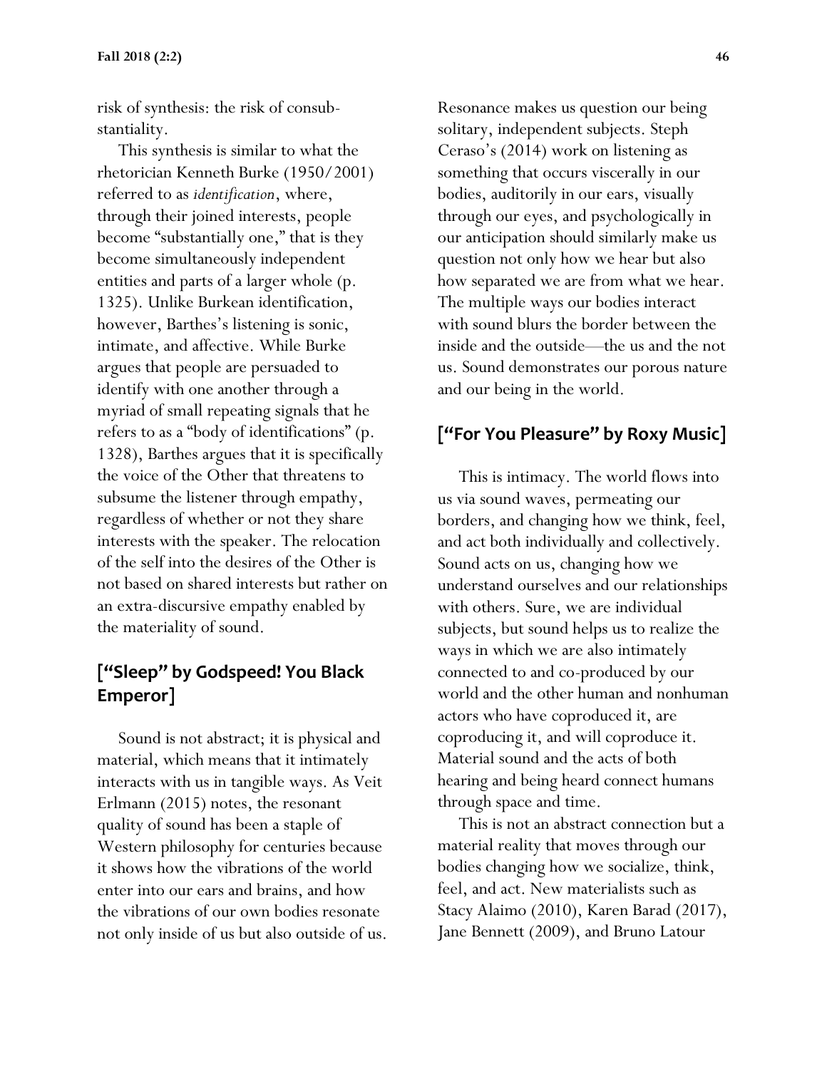risk of synthesis: the risk of consubstantiality.

This synthesis is similar to what the rhetorician Kenneth Burke (1950/2001) referred to as *identification*, where, through their joined interests, people become "substantially one," that is they become simultaneously independent entities and parts of a larger whole (p. 1325). Unlike Burkean identification, however, Barthes's listening is sonic, intimate, and affective. While Burke argues that people are persuaded to identify with one another through a myriad of small repeating signals that he refers to as a "body of identifications" (p. 1328), Barthes argues that it is specifically the voice of the Other that threatens to subsume the listener through empathy, regardless of whether or not they share interests with the speaker. The relocation of the self into the desires of the Other is not based on shared interests but rather on an extra-discursive empathy enabled by the materiality of sound.

## ["Sleep" by Godspeed! You Black Emperor]

Sound is not abstract; it is physical and material, which means that it intimately interacts with us in tangible ways. As Veit Erlmann (2015) notes, the resonant quality of sound has been a staple of Western philosophy for centuries because it shows how the vibrations of the world enter into our ears and brains, and how the vibrations of our own bodies resonate not only inside of us but also outside of us. Resonance makes us question our being solitary, independent subjects. Steph Ceraso's (2014) work on listening as something that occurs viscerally in our bodies, auditorily in our ears, visually through our eyes, and psychologically in our anticipation should similarly make us question not only how we hear but also how separated we are from what we hear. The multiple ways our bodies interact with sound blurs the border between the inside and the outside—the us and the not us. Sound demonstrates our porous nature and our being in the world.

## ["For You Pleasure" by Roxy Music]

This is intimacy. The world flows into us via sound waves, permeating our borders, and changing how we think, feel, and act both individually and collectively. Sound acts on us, changing how we understand ourselves and our relationships with others. Sure, we are individual subjects, but sound helps us to realize the ways in which we are also intimately connected to and co-produced by our world and the other human and nonhuman actors who have coproduced it, are coproducing it, and will coproduce it. Material sound and the acts of both hearing and being heard connect humans through space and time.

This is not an abstract connection but a material reality that moves through our bodies changing how we socialize, think, feel, and act. New materialists such as Stacy Alaimo (2010), Karen Barad (2017), Jane Bennett (2009), and Bruno Latour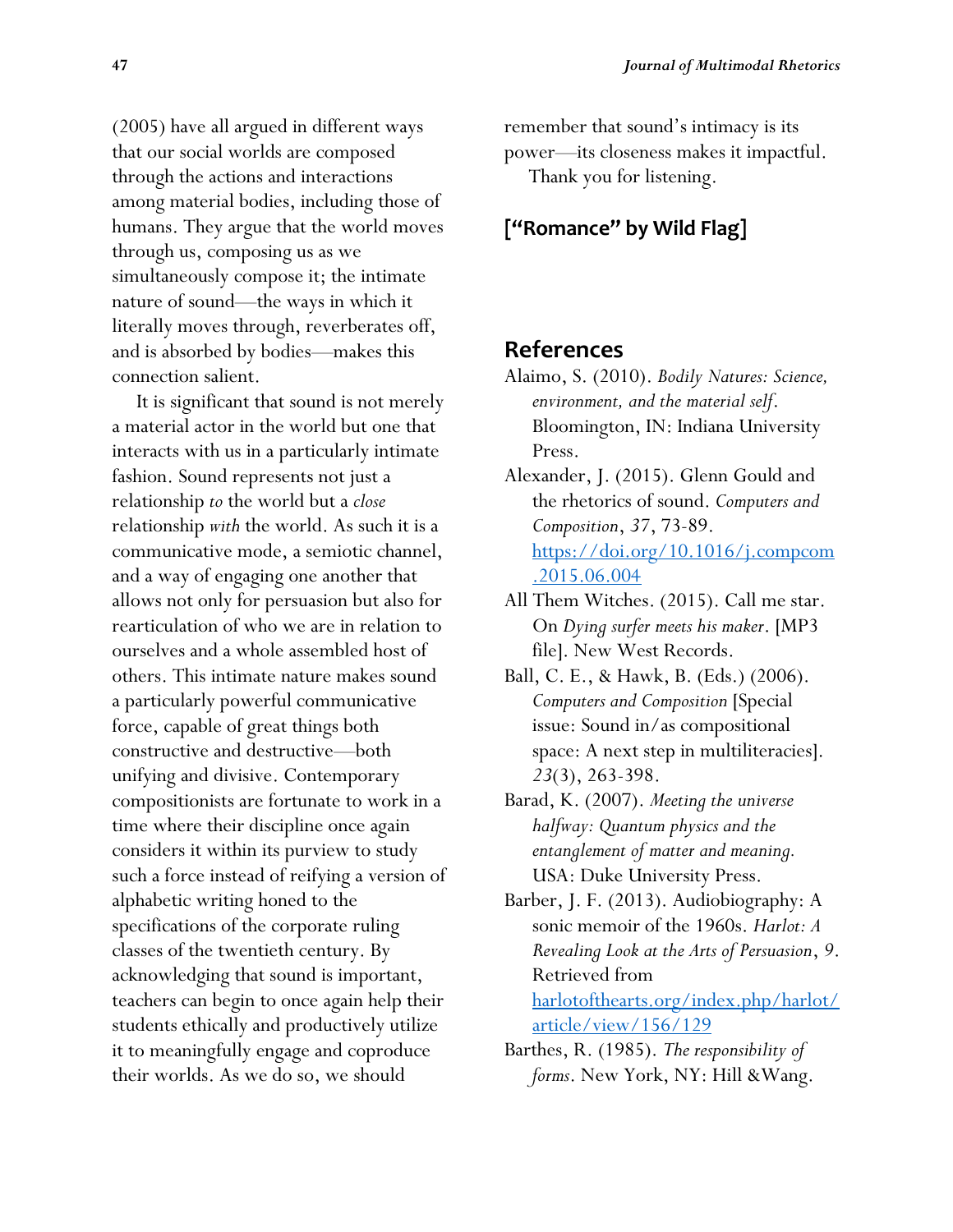(2005) have all argued in different ways that our social worlds are composed through the actions and interactions among material bodies, including those of humans. They argue that the world moves through us, composing us as we simultaneously compose it; the intimate nature of sound—the ways in which it literally moves through, reverberates off, and is absorbed by bodies—makes this connection salient.

It is significant that sound is not merely a material actor in the world but one that interacts with us in a particularly intimate fashion. Sound represents not just a relationship *to* the world but a *close* relationship *with* the world. As such it is a communicative mode, a semiotic channel, and a way of engaging one another that allows not only for persuasion but also for rearticulation of who we are in relation to ourselves and a whole assembled host of others. This intimate nature makes sound a particularly powerful communicative force, capable of great things both constructive and destructive—both unifying and divisive. Contemporary compositionists are fortunate to work in a time where their discipline once again considers it within its purview to study such a force instead of reifying a version of alphabetic writing honed to the specifications of the corporate ruling classes of the twentieth century. By acknowledging that sound is important, teachers can begin to once again help their students ethically and productively utilize it to meaningfully engage and coproduce their worlds. As we do so, we should remember that sound's intimacy is its power—its closeness makes it impactful.

Thank you for listening.

**["Romance" by Wild Flag]**

## References

Alaimo, S. (2010). *Bodily Natures: Science, environment, and the material self*. Bloomington, IN: Indiana University Press.

Alexander, J. (2015). Glenn Gould and the rhetorics of sound. *Computers and Composition*, *37*, 73-89. https://doi.org/10.1016/j.compcom.2015.06.004

All Them Witches. (2015). Call me star. On *Dying surfer meets his maker*. [MP3 file]. New West Records.

Ball, C. E., & Hawk, B. (Eds.) (2006). *Computers and Composition* [Special issue: Sound in/as compositional space: A next step in multiliteracies]. *23*(3), 263-398.

Barad, K. (2007). *Meeting the universe halfway: Quantum physics and the entanglement of matter and meaning*. USA: Duke University Press.

Barber, J. F. (2013). Audiobiography: A sonic memoir of the 1960s. *Harlot: A Revealing Look at the Arts of Persuasion*, *9*. Retrieved from harlotofthearts.org/index.php/harlot/article/view/156/129

Barthes, R. (1985). *The responsibility of forms*. New York, NY: Hill &Wang.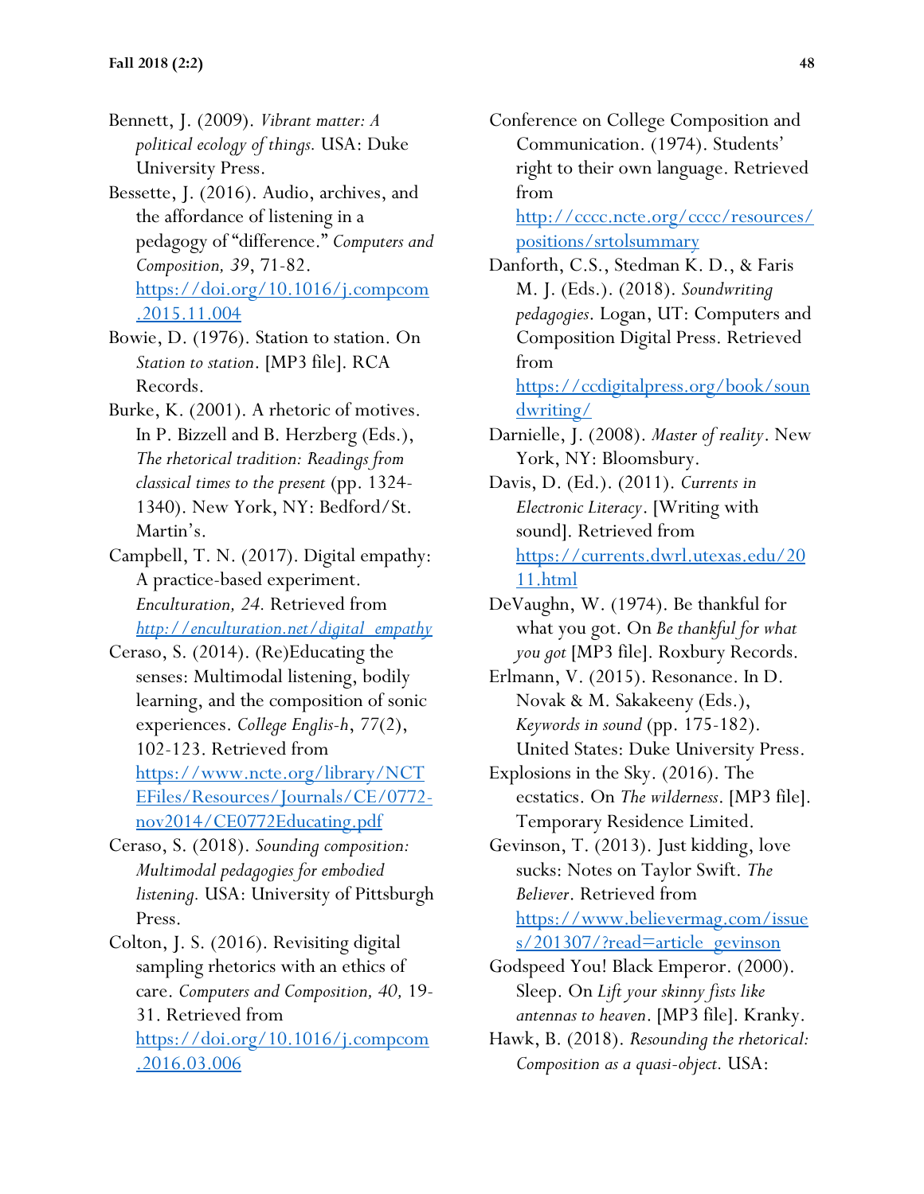Bennett, J. (2009). *Vibrant matter: A political ecology of things.* USA: Duke University Press.

Bessette, J. (2016). Audio, archives, and the affordance of listening in a pedagogy of "difference." *Computers and Composition, 39*, 71-82. https://doi.org/10.1016/j.compcom.2015.11.004

Bowie, D. (1976). Station to station. On *Station to station*. [MP3 file]. RCA Records.

Burke, K. (2001). A rhetoric of motives. In P. Bizzell and B. Herzberg (Eds.), *The rhetorical tradition: Readings from classical times to the present* (pp. 1324-1340). New York, NY: Bedford/St. Martin's.

Campbell, T. N. (2017). Digital empathy: A practice-based experiment. *Enculturation, 24.* Retrieved from *http://enculturation.net/digital_empathy*

Ceraso, S. (2014). (Re)Educating the senses: Multimodal listening, bodily learning, and the composition of sonic experiences. *College Englis-h*, 77(2), 102-123. Retrieved from https://www.ncte.org/library/NCTEFiles/Resources/Journals/CE/0772-nov2014/CE0772Educating.pdf

Ceraso, S. (2018). *Sounding composition: Multimodal pedagogies for embodied listening.* USA: University of Pittsburgh Press.

Colton, J. S. (2016). Revisiting digital sampling rhetorics with an ethics of care. *Computers and Composition, 40,* 19-31. Retrieved from https://doi.org/10.1016/j.compcom.2016.03.006

Conference on College Composition and Communication. (1974). Students' right to their own language. Retrieved from http://cccc.ncte.org/cccc/resources/positions/srtolsummary

Danforth, C.S., Stedman K. D., & Faris M. J. (Eds.). (2018). *Soundwriting pedagogies*. Logan, UT: Computers and Composition Digital Press. Retrieved from https://ccdigitalpress.org/book/soundwriting/

Darnielle, J. (2008). *Master of reality*. New York, NY: Bloomsbury.

Davis, D. (Ed.). (2011). *Currents in Electronic Literacy*. [Writing with sound]. Retrieved from https://currents.dwrl.utexas.edu/2011.html

DeVaughn, W. (1974). Be thankful for what you got. On *Be thankful for what you got* [MP3 file]. Roxbury Records.

Erlmann, V. (2015). Resonance. In D. Novak & M. Sakakeeny (Eds.), *Keywords in sound* (pp. 175-182). United States: Duke University Press.

Explosions in the Sky. (2016). The ecstatics. On *The wilderness*. [MP3 file]. Temporary Residence Limited.

Gevinson, T. (2013). Just kidding, love sucks: Notes on Taylor Swift. *The Believer*. Retrieved from https://www.believermag.com/issues/201307/?read=article_gevinson

Godspeed You! Black Emperor. (2000). Sleep. On *Lift your skinny fists like antennas to heaven*. [MP3 file]. Kranky.

Hawk, B. (2018). *Resounding the rhetorical: Composition as a quasi-object.* USA: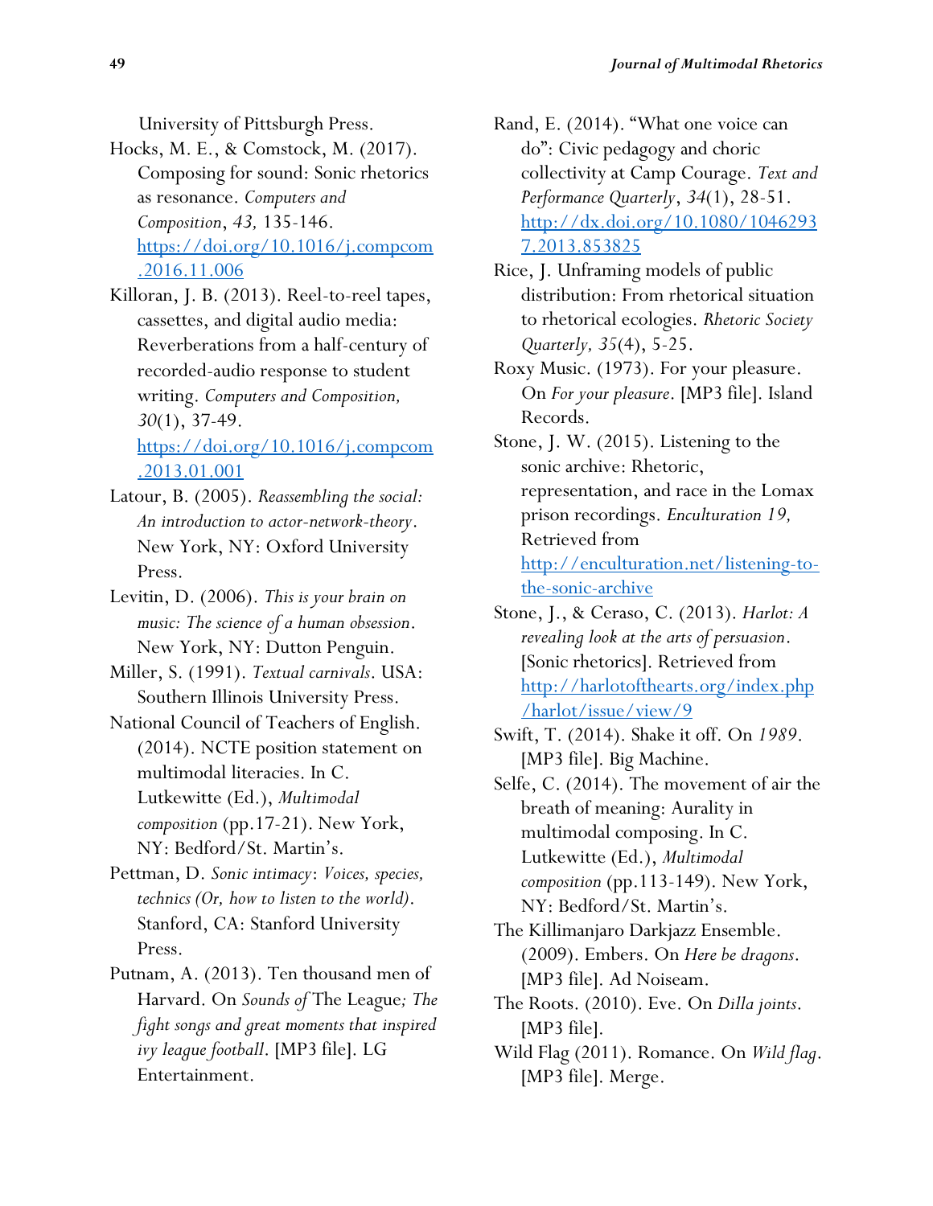University of Pittsburgh Press.

Hocks, M. E., & Comstock, M. (2017). Composing for sound: Sonic rhetorics as resonance. *Computers and Composition*, *43,* 135-146. https://doi.org/10.1016/j.compcom.2016.11.006

Killoran, J. B. (2013). Reel-to-reel tapes, cassettes, and digital audio media: Reverberations from a half-century of recorded-audio response to student writing. *Computers and Composition, 30*(1), 37-49. https://doi.org/10.1016/j.compcom.2013.01.001

Latour, B. (2005). *Reassembling the social: An introduction to actor-network-theory*. New York, NY: Oxford University Press.

Levitin, D. (2006). *This is your brain on music: The science of a human obsession*. New York, NY: Dutton Penguin.

Miller, S. (1991). *Textual carnivals*. USA: Southern Illinois University Press.

National Council of Teachers of English. (2014). NCTE position statement on multimodal literacies. In C. Lutkewitte (Ed.), *Multimodal composition* (pp.17-21). New York, NY: Bedford/St. Martin's.

Pettman, D. *Sonic intimacy*: *Voices, species, technics (Or, how to listen to the world)*. Stanford, CA: Stanford University Press.

Putnam, A. (2013). Ten thousand men of Harvard. On *Sounds of* The League*; The fight songs and great moments that inspired ivy league football*. [MP3 file]. LG Entertainment.

Rand, E. (2014). "What one voice can do": Civic pedagogy and choric collectivity at Camp Courage. *Text and Performance Quarterly*, *34*(1), 28-51. http://dx.doi.org/10.1080/10462937.2013.853825

Rice, J. Unframing models of public distribution: From rhetorical situation to rhetorical ecologies. *Rhetoric Society Quarterly, 35*(4), 5-25.

Roxy Music. (1973). For your pleasure. On *For your pleasure*. [MP3 file]. Island Records.

Stone, J. W. (2015). Listening to the sonic archive: Rhetoric, representation, and race in the Lomax prison recordings. *Enculturation 19,* Retrieved from http://enculturation.net/listening-to-the-sonic-archive

Stone, J., & Ceraso, C. (2013). *Harlot: A revealing look at the arts of persuasion*. [Sonic rhetorics]. Retrieved from http://harlotofthearts.org/index.php/harlot/issue/view/9

Swift, T. (2014). Shake it off. On *1989*. [MP3 file]. Big Machine.

Selfe, C. (2014). The movement of air the breath of meaning: Aurality in multimodal composing. In C. Lutkewitte (Ed.), *Multimodal composition* (pp.113-149). New York, NY: Bedford/St. Martin's.

The Killimanjaro Darkjazz Ensemble. (2009). Embers. On *Here be dragons*. [MP3 file]. Ad Noiseam.

The Roots. (2010). Eve. On *Dilla joints*. [MP3 file].

Wild Flag (2011). Romance. On *Wild flag*. [MP3 file]. Merge.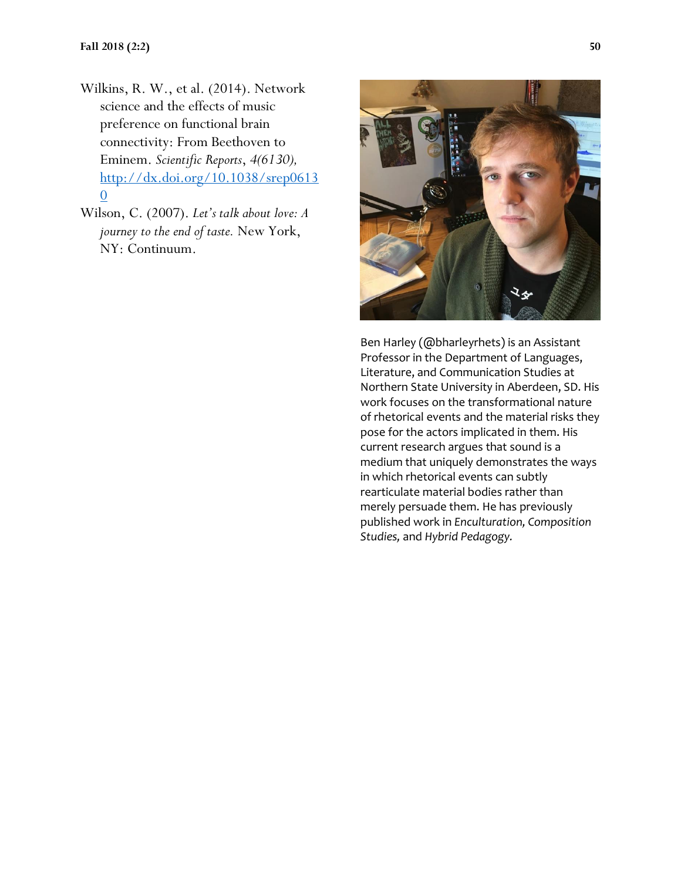Wilkins, R. W., et al. (2014). Network science and the effects of music preference on functional brain connectivity: From Beethoven to Eminem. *Scientific Reports*, *4(6130),* http://dx.doi.org/10.1038/srep06130

Wilson, C. (2007). *Let's talk about love: A journey to the end of taste.* New York, NY: Continuum.

Ben Harley (@bharleyrhets) is an Assistant Professor in the Department of Languages, Literature, and Communication Studies at Northern State University in Aberdeen, SD. His work focuses on the transformational nature of rhetorical events and the material risks they pose for the actors implicated in them. His current research argues that sound is a medium that uniquely demonstrates the ways in which rhetorical events can subtly rearticulate material bodies rather than merely persuade them. He has previously published work in *Enculturation, Composition Studies,* and *Hybrid Pedagogy.*